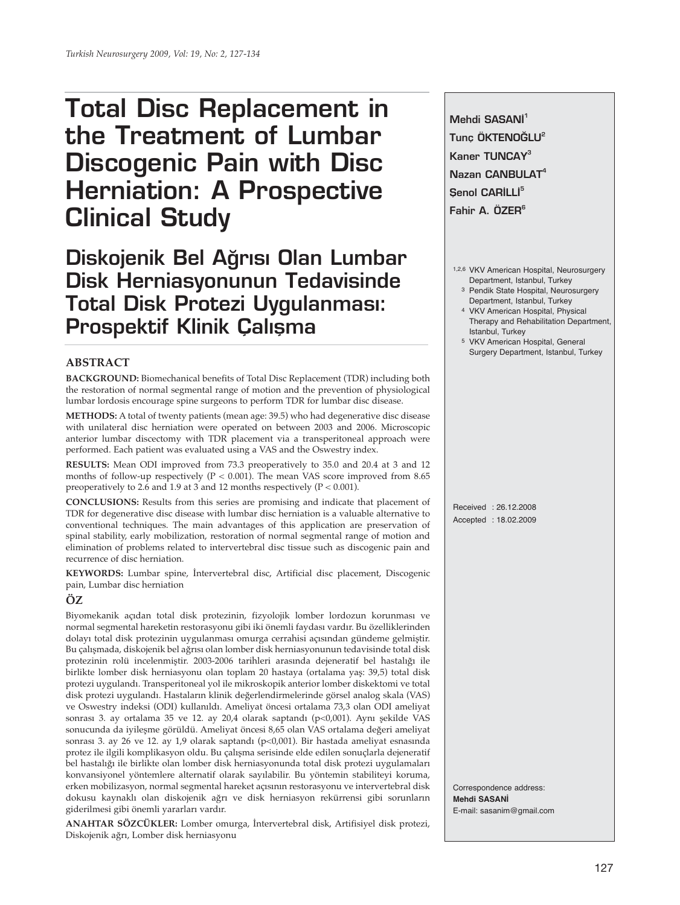# Total Disc Replacement in the Treatment of Lumbar Discogenic Pain with Disc Herniation: A Prospective Clinical Study

## Diskojenik Bel Ağrısı Olan Lumbar Disk Herniasyonunun Tedavisinde Total Disk Protezi Uygulanması: Prospektif Klinik Çalışma

**Mehdi SASANİ**[1]
**Tunç ÖKTENOĞLU**[2]
**Kaner TUNCAY**[3]
**Nazan CANBULAT**[4]
**Şenol CARİLLİ**[5]
**Fahir A. ÖZER**[6]

[1,2,6] VKV American Hospital, Neurosurgery Department, Istanbul, Turkey
[3] Pendik State Hospital, Neurosurgery Department, Istanbul, Turkey
[4] VKV American Hospital, Physical Therapy and Rehabilitation Department, Istanbul, Turkey
[5] VKV American Hospital, General Surgery Department, Istanbul, Turkey

Received : 26.12.2008
Accepted : 18.02.2009

### ABSTRACT

**BACKGROUND:** Biomechanical benefits of Total Disc Replacement (TDR) including both the restoration of normal segmental range of motion and the prevention of physiological lumbar lordosis encourage spine surgeons to perform TDR for lumbar disc disease.

**METHODS:** A total of twenty patients (mean age: 39.5) who had degenerative disc disease with unilateral disc herniation were operated on between 2003 and 2006. Microscopic anterior lumbar discectomy with TDR placement via a transperitoneal approach were performed. Each patient was evaluated using a VAS and the Oswestry index.

**RESULTS:** Mean ODI improved from 73.3 preoperatively to 35.0 and 20.4 at 3 and 12 months of follow-up respectively ($P < 0.001$). The mean VAS score improved from 8.65 preoperatively to 2.6 and 1.9 at 3 and 12 months respectively ($P < 0.001$).

**CONCLUSIONS:** Results from this series are promising and indicate that placement of TDR for degenerative disc disease with lumbar disc herniation is a valuable alternative to conventional techniques. The main advantages of this application are preservation of spinal stability, early mobilization, restoration of normal segmental range of motion and elimination of problems related to intervertebral disc tissue such as discogenic pain and recurrence of disc herniation.

**KEYWORDS:** Lumbar spine, İntervertebral disc, Artificial disc placement, Discogenic pain, Lumbar disc herniation

### ÖZ

Biyomekanik açıdan total disk protezinin, fizyolojik lomber lordozun korunması ve normal segmental hareketin restorasyonu gibi iki önemli faydası vardır. Bu özelliklerinden dolayı total disk protezinin uygulanması omurga cerrahisi açısından gündeme gelmiştir. Bu çalışmada, diskojenik bel ağrısı olan lomber disk herniasyonunun tedavisinde total disk protezinin rolü incelenmiştir. 2003-2006 tarihleri arasında dejeneratif bel hastalığı ile birlikte lomber disk herniasyonu olan toplam 20 hastaya (ortalama yaş: 39,5) total disk protezi uygulandı. Transperitoneal yol ile mikroskopik anterior lomber diskektomi ve total disk protezi uygulandı. Hastaların klinik değerlendirmelerinde görsel analog skala (VAS) ve Oswestry indeksi (ODI) kullanıldı. Ameliyat öncesi ortalama 73,3 olan ODI ameliyat sonrası 3. ay ortalama 35 ve 12. ay 20,4 olarak saptandı (p<0,001). Aynı şekilde VAS sonucunda da iyileşme görüldü. Ameliyat öncesi 8,65 olan VAS ortalama değeri ameliyat sonrası 3. ay 26 ve 12. ay 1,9 olarak saptandı (p<0,001). Bir hastada ameliyat esnasında protez ile ilgili komplikasyon oldu. Bu çalışma serisinde elde edilen sonuçlarla dejeneratif bel hastalığı ile birlikte olan lomber disk herniasyonunda total disk protezi uygulamaları konvansiyonel yöntemlere alternatif olarak sayılabilir. Bu yöntemin stabiliteyi koruma, erken mobilizasyon, normal segmental hareket açısının restorasyonu ve intervertebral disk dokusu kaynaklı olan diskojenik ağrı ve disk herniasyon rekürrensi gibi sorunların giderilmesi gibi önemli yararları vardır.

**ANAHTAR SÖZCÜKLER:** Lomber omurga, İntervertebral disk, Artifisiyel disk protezi, Diskojenik ağrı, Lomber disk herniasyonu

Correspondence address:
**Mehdi SASANİ**
E-mail: sasanim@gmail.com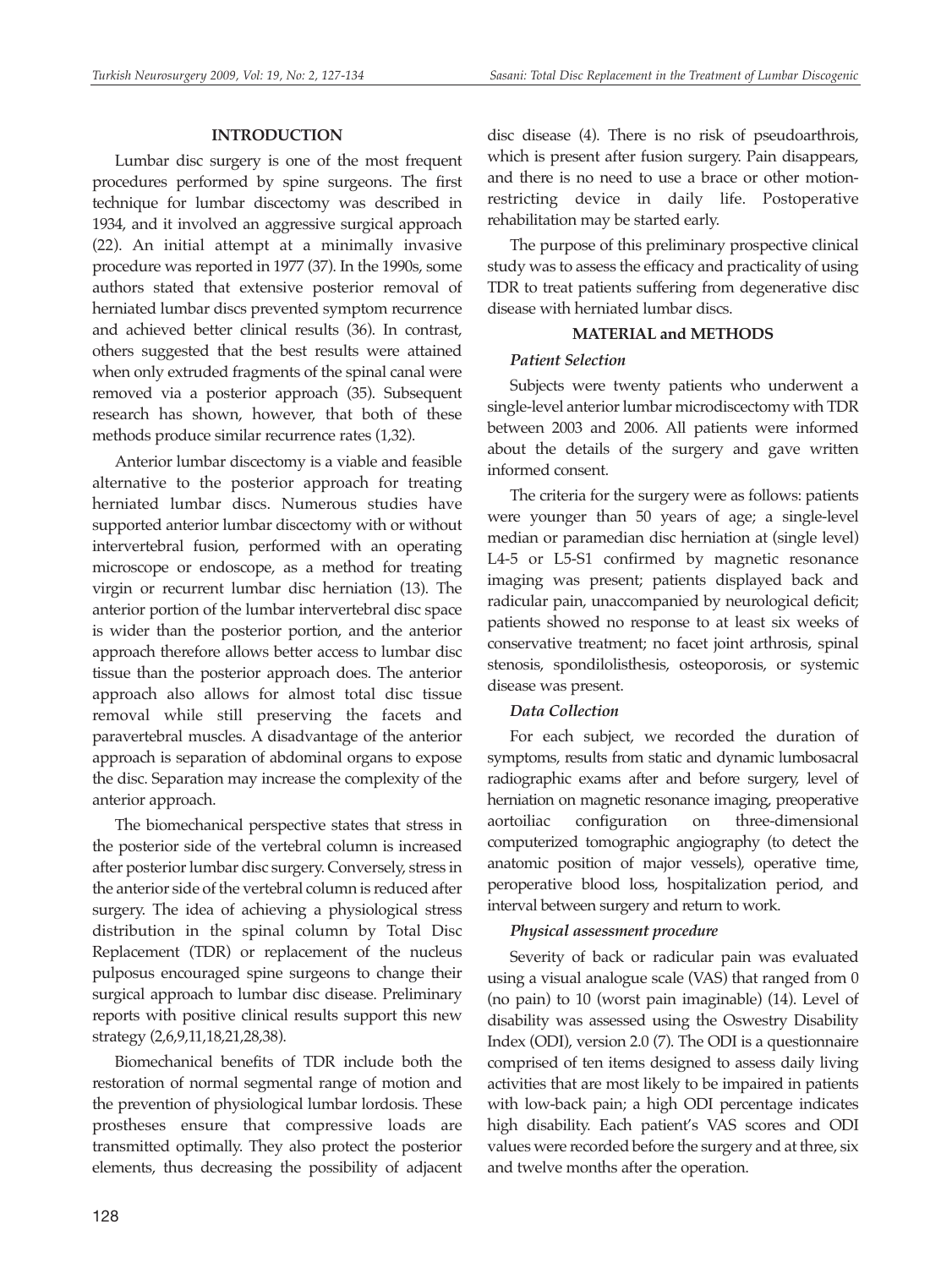## INTRODUCTION

Lumbar disc surgery is one of the most frequent procedures performed by spine surgeons. The first technique for lumbar discectomy was described in 1934, and it involved an aggressive surgical approach (22). An initial attempt at a minimally invasive procedure was reported in 1977 (37). In the 1990s, some authors stated that extensive posterior removal of herniated lumbar discs prevented symptom recurrence and achieved better clinical results (36). In contrast, others suggested that the best results were attained when only extruded fragments of the spinal canal were removed via a posterior approach (35). Subsequent research has shown, however, that both of these methods produce similar recurrence rates (1,32).

Anterior lumbar discectomy is a viable and feasible alternative to the posterior approach for treating herniated lumbar discs. Numerous studies have supported anterior lumbar discectomy with or without intervertebral fusion, performed with an operating microscope or endoscope, as a method for treating virgin or recurrent lumbar disc herniation (13). The anterior portion of the lumbar intervertebral disc space is wider than the posterior portion, and the anterior approach therefore allows better access to lumbar disc tissue than the posterior approach does. The anterior approach also allows for almost total disc tissue removal while still preserving the facets and paravertebral muscles. A disadvantage of the anterior approach is separation of abdominal organs to expose the disc. Separation may increase the complexity of the anterior approach.

The biomechanical perspective states that stress in the posterior side of the vertebral column is increased after posterior lumbar disc surgery. Conversely, stress in the anterior side of the vertebral column is reduced after surgery. The idea of achieving a physiological stress distribution in the spinal column by Total Disc Replacement (TDR) or replacement of the nucleus pulposus encouraged spine surgeons to change their surgical approach to lumbar disc disease. Preliminary reports with positive clinical results support this new strategy (2,6,9,11,18,21,28,38).

Biomechanical benefits of TDR include both the restoration of normal segmental range of motion and the prevention of physiological lumbar lordosis. These prostheses ensure that compressive loads are transmitted optimally. They also protect the posterior elements, thus decreasing the possibility of adjacent disc disease (4). There is no risk of pseudoarthrois, which is present after fusion surgery. Pain disappears, and there is no need to use a brace or other motion-restricting device in daily life. Postoperative rehabilitation may be started early.

The purpose of this preliminary prospective clinical study was to assess the efficacy and practicality of using TDR to treat patients suffering from degenerative disc disease with herniated lumbar discs.

## MATERIAL and METHODS

### *Patient Selection*

Subjects were twenty patients who underwent a single-level anterior lumbar microdiscectomy with TDR between 2003 and 2006. All patients were informed about the details of the surgery and gave written informed consent.

The criteria for the surgery were as follows: patients were younger than 50 years of age; a single-level median or paramedian disc herniation at (single level) L4-5 or L5-S1 confirmed by magnetic resonance imaging was present; patients displayed back and radicular pain, unaccompanied by neurological deficit; patients showed no response to at least six weeks of conservative treatment; no facet joint arthrosis, spinal stenosis, spondilolisthesis, osteoporosis, or systemic disease was present.

### *Data Collection*

For each subject, we recorded the duration of symptoms, results from static and dynamic lumbosacral radiographic exams after and before surgery, level of herniation on magnetic resonance imaging, preoperative aortoiliac configuration on three-dimensional computerized tomographic angiography (to detect the anatomic position of major vessels), operative time, peroperative blood loss, hospitalization period, and interval between surgery and return to work.

### *Physical assessment procedure*

Severity of back or radicular pain was evaluated using a visual analogue scale (VAS) that ranged from 0 (no pain) to 10 (worst pain imaginable) (14). Level of disability was assessed using the Oswestry Disability Index (ODI), version 2.0 (7). The ODI is a questionnaire comprised of ten items designed to assess daily living activities that are most likely to be impaired in patients with low-back pain; a high ODI percentage indicates high disability. Each patient's VAS scores and ODI values were recorded before the surgery and at three, six and twelve months after the operation.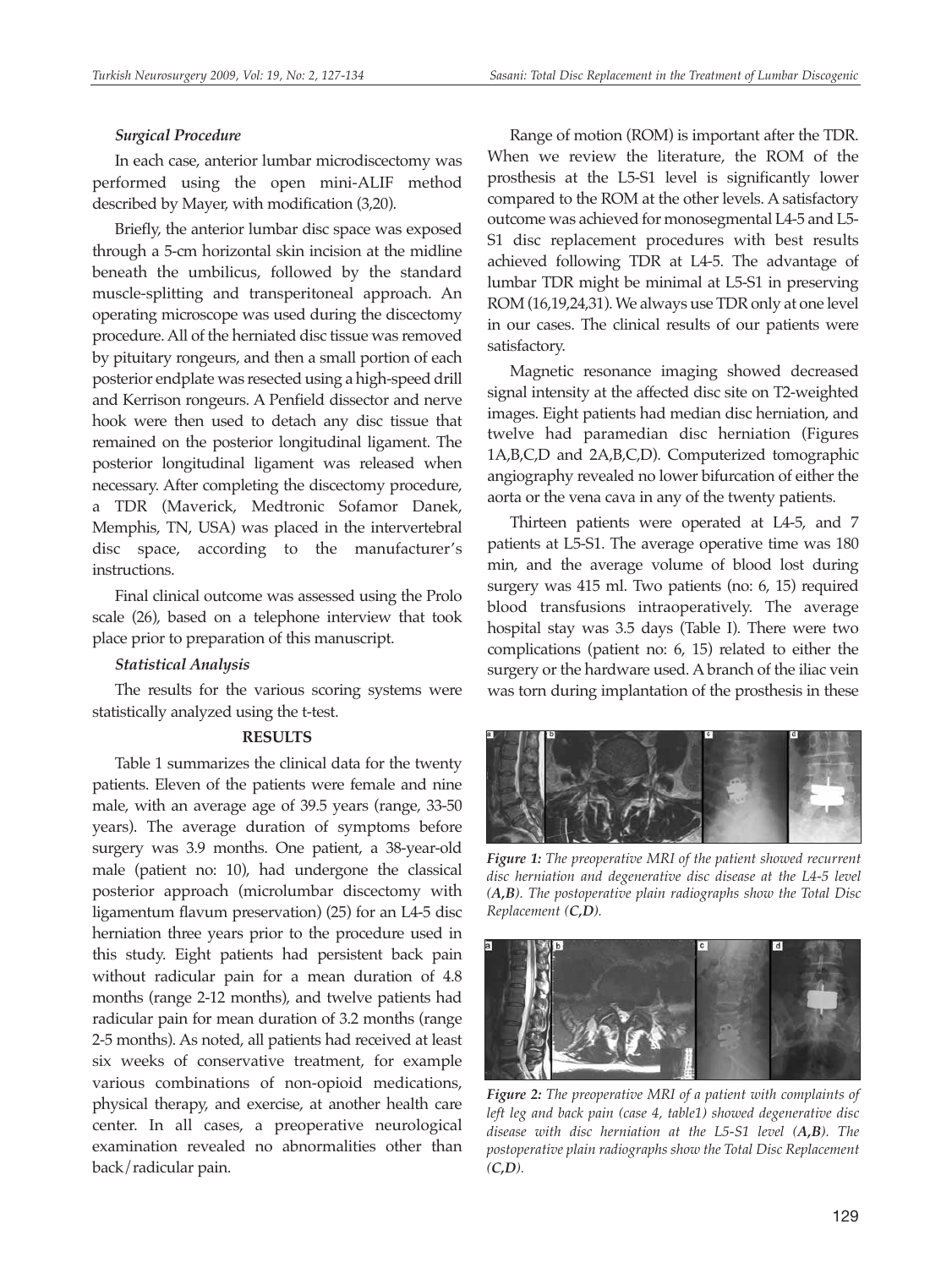### *Surgical Procedure*

In each case, anterior lumbar microdiscectomy was performed using the open mini-ALIF method described by Mayer, with modification (3,20).

Briefly, the anterior lumbar disc space was exposed through a 5-cm horizontal skin incision at the midline beneath the umbilicus, followed by the standard muscle-splitting and transperitoneal approach. An operating microscope was used during the discectomy procedure. All of the herniated disc tissue was removed by pituitary rongeurs, and then a small portion of each posterior endplate was resected using a high-speed drill and Kerrison rongeurs. A Penfield dissector and nerve hook were then used to detach any disc tissue that remained on the posterior longitudinal ligament. The posterior longitudinal ligament was released when necessary. After completing the discectomy procedure, a TDR (Maverick, Medtronic Sofamor Danek, Memphis, TN, USA) was placed in the intervertebral disc space, according to the manufacturer's instructions.

Final clinical outcome was assessed using the Prolo scale (26), based on a telephone interview that took place prior to preparation of this manuscript.

### *Statistical Analysis*

The results for the various scoring systems were statistically analyzed using the t-test.

## RESULTS

Table 1 summarizes the clinical data for the twenty patients. Eleven of the patients were female and nine male, with an average age of 39.5 years (range, 33-50 years). The average duration of symptoms before surgery was 3.9 months. One patient, a 38-year-old male (patient no: 10), had undergone the classical posterior approach (microlumbar discectomy with ligamentum flavum preservation) (25) for an L4-5 disc herniation three years prior to the procedure used in this study. Eight patients had persistent back pain without radicular pain for a mean duration of 4.8 months (range 2-12 months), and twelve patients had radicular pain for mean duration of 3.2 months (range 2-5 months). As noted, all patients had received at least six weeks of conservative treatment, for example various combinations of non-opioid medications, physical therapy, and exercise, at another health care center. In all cases, a preoperative neurological examination revealed no abnormalities other than back/radicular pain.

Range of motion (ROM) is important after the TDR. When we review the literature, the ROM of the prosthesis at the L5-S1 level is significantly lower compared to the ROM at the other levels. A satisfactory outcome was achieved for monosegmental L4-5 and L5-S1 disc replacement procedures with best results achieved following TDR at L4-5. The advantage of lumbar TDR might be minimal at L5-S1 in preserving ROM (16,19,24,31). We always use TDR only at one level in our cases. The clinical results of our patients were satisfactory.

Magnetic resonance imaging showed decreased signal intensity at the affected disc site on T2-weighted images. Eight patients had median disc herniation, and twelve had paramedian disc herniation (Figures 1A,B,C,D and 2A,B,C,D). Computerized tomographic angiography revealed no lower bifurcation of either the aorta or the vena cava in any of the twenty patients.

Thirteen patients were operated at L4-5, and 7 patients at L5-S1. The average operative time was 180 min, and the average volume of blood lost during surgery was 415 ml. Two patients (no: 6, 15) required blood transfusions intraoperatively. The average hospital stay was 3.5 days (Table I). There were two complications (patient no: 6, 15) related to either the surgery or the hardware used. A branch of the iliac vein was torn during implantation of the prosthesis in these

***Figure 1:*** *The preoperative MRI of the patient showed recurrent disc herniation and degenerative disc disease at the L4-5 level* ***(A,B)****. The postoperative plain radiographs show the Total Disc Replacement* ***(C,D)****.*

***Figure 2:*** *The preoperative MRI of a patient with complaints of left leg and back pain (case 4, table1) showed degenerative disc disease with disc herniation at the L5-S1 level* ***(A,B)****. The postoperative plain radiographs show the Total Disc Replacement* ***(C,D)****.*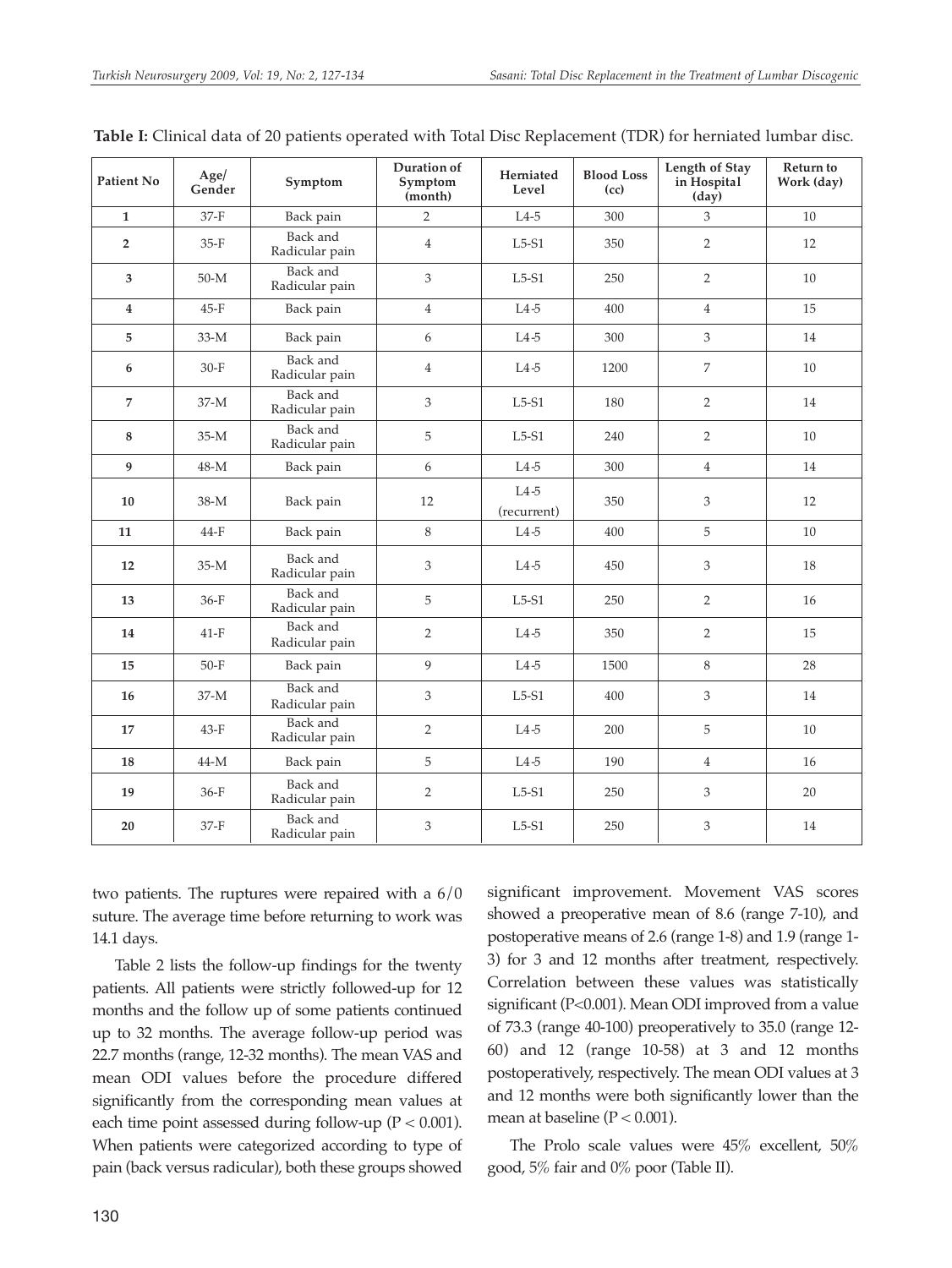**Table I:** Clinical data of 20 patients operated with Total Disc Replacement (TDR) for herniated lumbar disc.

| Patient No | Age/ Gender | Symptom | Duration of Symptom (month) | Herniated Level | Blood Loss (cc) | Length of Stay in Hospital (day) | Return to Work (day) |
|---|---|---|---|---|---|---|---|
| 1 | 37-F | Back pain | 2 | L4-5 | 300 | 3 | 10 |
| 2 | 35-F | Back and Radicular pain | 4 | L5-S1 | 350 | 2 | 12 |
| 3 | 50-M | Back and Radicular pain | 3 | L5-S1 | 250 | 2 | 10 |
| 4 | 45-F | Back pain | 4 | L4-5 | 400 | 4 | 15 |
| 5 | 33-M | Back pain | 6 | L4-5 | 300 | 3 | 14 |
| 6 | 30-F | Back and Radicular pain | 4 | L4-5 | 1200 | 7 | 10 |
| 7 | 37-M | Back and Radicular pain | 3 | L5-S1 | 180 | 2 | 14 |
| 8 | 35-M | Back and Radicular pain | 5 | L5-S1 | 240 | 2 | 10 |
| 9 | 48-M | Back pain | 6 | L4-5 | 300 | 4 | 14 |
| 10 | 38-M | Back pain | 12 | L4-5 (recurrent) | 350 | 3 | 12 |
| 11 | 44-F | Back pain | 8 | L4-5 | 400 | 5 | 10 |
| 12 | 35-M | Back and Radicular pain | 3 | L4-5 | 450 | 3 | 18 |
| 13 | 36-F | Back and Radicular pain | 5 | L5-S1 | 250 | 2 | 16 |
| 14 | 41-F | Back and Radicular pain | 2 | L4-5 | 350 | 2 | 15 |
| 15 | 50-F | Back pain | 9 | L4-5 | 1500 | 8 | 28 |
| 16 | 37-M | Back and Radicular pain | 3 | L5-S1 | 400 | 3 | 14 |
| 17 | 43-F | Back and Radicular pain | 2 | L4-5 | 200 | 5 | 10 |
| 18 | 44-M | Back pain | 5 | L4-5 | 190 | 4 | 16 |
| 19 | 36-F | Back and Radicular pain | 2 | L5-S1 | 250 | 3 | 20 |
| 20 | 37-F | Back and Radicular pain | 3 | L5-S1 | 250 | 3 | 14 |

two patients. The ruptures were repaired with a 6/0 suture. The average time before returning to work was 14.1 days.

Table 2 lists the follow-up findings for the twenty patients. All patients were strictly followed-up for 12 months and the follow up of some patients continued up to 32 months. The average follow-up period was 22.7 months (range, 12-32 months). The mean VAS and mean ODI values before the procedure differed significantly from the corresponding mean values at each time point assessed during follow-up ($P < 0.001$). When patients were categorized according to type of pain (back versus radicular), both these groups showed significant improvement. Movement VAS scores showed a preoperative mean of 8.6 (range 7-10), and postoperative means of 2.6 (range 1-8) and 1.9 (range 1-3) for 3 and 12 months after treatment, respectively. Correlation between these values was statistically significant ($P<0.001$). Mean ODI improved from a value of 73.3 (range 40-100) preoperatively to 35.0 (range 12-60) and 12 (range 10-58) at 3 and 12 months postoperatively, respectively. The mean ODI values at 3 and 12 months were both significantly lower than the mean at baseline ($P < 0.001$).

The Prolo scale values were 45% excellent, 50% good, 5% fair and 0% poor (Table II).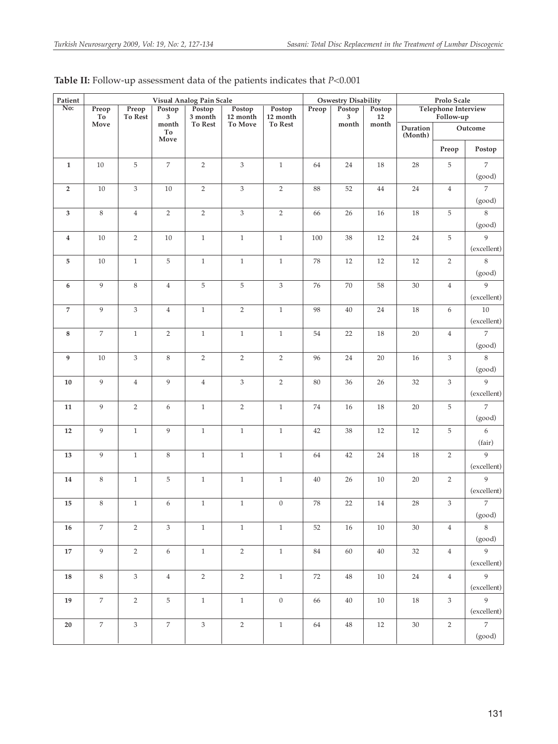**Table II:** Follow-up assessment data of the patients indicates that $P<0.001$

| Patient No: | Visual Analog Pain Scale | | | | | | Oswestry Disability | | | Prolo Scale | | |
|---|---|---|---|---|---|---|---|---|---|---|---|---|
| | Preop To Move | Preop To Rest | Postop 3 month To Move | Postop 3 month To Rest | Postop 12 month To Move | Postop 12 month To Rest | Preop | Postop 3 month | Postop 12 month | Telephone Interview Follow-up | | |
| | | | | | | | | | | Duration (Month) | Outcome | |
| | | | | | | | | | | | Preop | Postop |
| **1** | 10 | 5 | 7 | 2 | 3 | 1 | 64 | 24 | 18 | 28 | 5 | 7 (good) |
| **2** | 10 | 3 | 10 | 2 | 3 | 2 | 88 | 52 | 44 | 24 | 4 | 7 (good) |
| **3** | 8 | 4 | 2 | 2 | 3 | 2 | 66 | 26 | 16 | 18 | 5 | 8 (good) |
| **4** | 10 | 2 | 10 | 1 | 1 | 1 | 100 | 38 | 12 | 24 | 5 | 9 (excellent) |
| **5** | 10 | 1 | 5 | 1 | 1 | 1 | 78 | 12 | 12 | 12 | 2 | 8 (good) |
| **6** | 9 | 8 | 4 | 5 | 5 | 3 | 76 | 70 | 58 | 30 | 4 | 9 (excellent) |
| **7** | 9 | 3 | 4 | 1 | 2 | 1 | 98 | 40 | 24 | 18 | 6 | 10 (excellent) |
| **8** | 7 | 1 | 2 | 1 | 1 | 1 | 54 | 22 | 18 | 20 | 4 | 7 (good) |
| **9** | 10 | 3 | 8 | 2 | 2 | 2 | 96 | 24 | 20 | 16 | 3 | 8 (good) |
| **10** | 9 | 4 | 9 | 4 | 3 | 2 | 80 | 36 | 26 | 32 | 3 | 9 (excellent) |
| **11** | 9 | 2 | 6 | 1 | 2 | 1 | 74 | 16 | 18 | 20 | 5 | 7 (good) |
| **12** | 9 | 1 | 9 | 1 | 1 | 1 | 42 | 38 | 12 | 12 | 5 | 6 (fair) |
| **13** | 9 | 1 | 8 | 1 | 1 | 1 | 64 | 42 | 24 | 18 | 2 | 9 (excellent) |
| **14** | 8 | 1 | 5 | 1 | 1 | 1 | 40 | 26 | 10 | 20 | 2 | 9 (excellent) |
| **15** | 8 | 1 | 6 | 1 | 1 | 0 | 78 | 22 | 14 | 28 | 3 | 7 (good) |
| **16** | 7 | 2 | 3 | 1 | 1 | 1 | 52 | 16 | 10 | 30 | 4 | 8 (good) |
| **17** | 9 | 2 | 6 | 1 | 2 | 1 | 84 | 60 | 40 | 32 | 4 | 9 (excellent) |
| **18** | 8 | 3 | 4 | 2 | 2 | 1 | 72 | 48 | 10 | 24 | 4 | 9 (excellent) |
| **19** | 7 | 2 | 5 | 1 | 1 | 0 | 66 | 40 | 10 | 18 | 3 | 9 (excellent) |
| **20** | 7 | 3 | 7 | 3 | 2 | 1 | 64 | 48 | 12 | 30 | 2 | 7 (good) |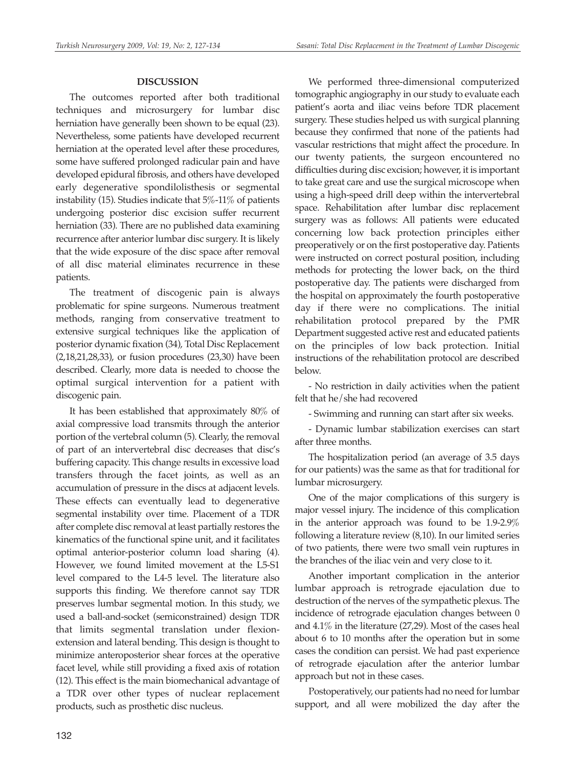## DISCUSSION

The outcomes reported after both traditional techniques and microsurgery for lumbar disc herniation have generally been shown to be equal (23). Nevertheless, some patients have developed recurrent herniation at the operated level after these procedures, some have suffered prolonged radicular pain and have developed epidural fibrosis, and others have developed early degenerative spondilolisthesis or segmental instability (15). Studies indicate that 5%-11% of patients undergoing posterior disc excision suffer recurrent herniation (33). There are no published data examining recurrence after anterior lumbar disc surgery. It is likely that the wide exposure of the disc space after removal of all disc material eliminates recurrence in these patients.

The treatment of discogenic pain is always problematic for spine surgeons. Numerous treatment methods, ranging from conservative treatment to extensive surgical techniques like the application of posterior dynamic fixation (34), Total Disc Replacement (2,18,21,28,33), or fusion procedures (23,30) have been described. Clearly, more data is needed to choose the optimal surgical intervention for a patient with discogenic pain.

It has been established that approximately 80% of axial compressive load transmits through the anterior portion of the vertebral column (5). Clearly, the removal of part of an intervertebral disc decreases that disc's buffering capacity. This change results in excessive load transfers through the facet joints, as well as an accumulation of pressure in the discs at adjacent levels. These effects can eventually lead to degenerative segmental instability over time. Placement of a TDR after complete disc removal at least partially restores the kinematics of the functional spine unit, and it facilitates optimal anterior-posterior column load sharing (4). However, we found limited movement at the L5-S1 level compared to the L4-5 level. The literature also supports this finding. We therefore cannot say TDR preserves lumbar segmental motion. In this study, we used a ball-and-socket (semiconstrained) design TDR that limits segmental translation under flexion-extension and lateral bending. This design is thought to minimize anteroposterior shear forces at the operative facet level, while still providing a fixed axis of rotation (12). This effect is the main biomechanical advantage of a TDR over other types of nuclear replacement products, such as prosthetic disc nucleus.

We performed three-dimensional computerized tomographic angiography in our study to evaluate each patient's aorta and iliac veins before TDR placement surgery. These studies helped us with surgical planning because they confirmed that none of the patients had vascular restrictions that might affect the procedure. In our twenty patients, the surgeon encountered no difficulties during disc excision; however, it is important to take great care and use the surgical microscope when using a high-speed drill deep within the intervertebral space. Rehabilitation after lumbar disc replacement surgery was as follows: All patients were educated concerning low back protection principles either preoperatively or on the first postoperative day. Patients were instructed on correct postural position, including methods for protecting the lower back, on the third postoperative day. The patients were discharged from the hospital on approximately the fourth postoperative day if there were no complications. The initial rehabilitation protocol prepared by the PMR Department suggested active rest and educated patients on the principles of low back protection. Initial instructions of the rehabilitation protocol are described below.

- No restriction in daily activities when the patient felt that he/she had recovered
- Swimming and running can start after six weeks.
- Dynamic lumbar stabilization exercises can start after three months.

The hospitalization period (an average of 3.5 days for our patients) was the same as that for traditional for lumbar microsurgery.

One of the major complications of this surgery is major vessel injury. The incidence of this complication in the anterior approach was found to be 1.9-2.9% following a literature review (8,10). In our limited series of two patients, there were two small vein ruptures in the branches of the iliac vein and very close to it.

Another important complication in the anterior lumbar approach is retrograde ejaculation due to destruction of the nerves of the sympathetic plexus. The incidence of retrograde ejaculation changes between 0 and 4.1% in the literature (27,29). Most of the cases heal about 6 to 10 months after the operation but in some cases the condition can persist. We had past experience of retrograde ejaculation after the anterior lumbar approach but not in these cases.

Postoperatively, our patients had no need for lumbar support, and all were mobilized the day after the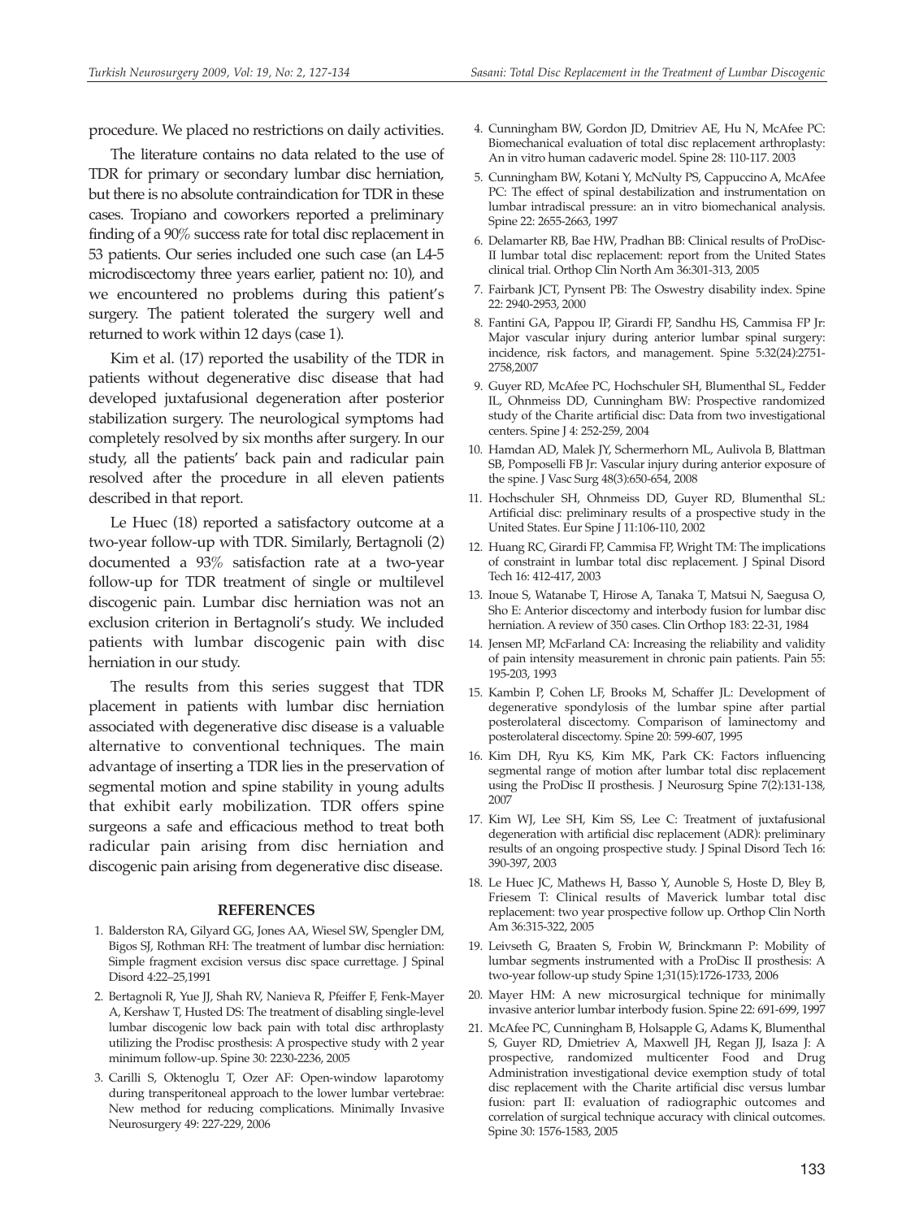procedure. We placed no restrictions on daily activities.

The literature contains no data related to the use of TDR for primary or secondary lumbar disc herniation, but there is no absolute contraindication for TDR in these cases. Tropiano and coworkers reported a preliminary finding of a 90% success rate for total disc replacement in 53 patients. Our series included one such case (an L4-5 microdiscectomy three years earlier, patient no: 10), and we encountered no problems during this patient's surgery. The patient tolerated the surgery well and returned to work within 12 days (case 1).

Kim et al. (17) reported the usability of the TDR in patients without degenerative disc disease that had developed juxtafusional degeneration after posterior stabilization surgery. The neurological symptoms had completely resolved by six months after surgery. In our study, all the patients' back pain and radicular pain resolved after the procedure in all eleven patients described in that report.

Le Huec (18) reported a satisfactory outcome at a two-year follow-up with TDR. Similarly, Bertagnoli (2) documented a 93% satisfaction rate at a two-year follow-up for TDR treatment of single or multilevel discogenic pain. Lumbar disc herniation was not an exclusion criterion in Bertagnoli's study. We included patients with lumbar discogenic pain with disc herniation in our study.

The results from this series suggest that TDR placement in patients with lumbar disc herniation associated with degenerative disc disease is a valuable alternative to conventional techniques. The main advantage of inserting a TDR lies in the preservation of segmental motion and spine stability in young adults that exhibit early mobilization. TDR offers spine surgeons a safe and efficacious method to treat both radicular pain arising from disc herniation and discogenic pain arising from degenerative disc disease.

## REFERENCES

1. Balderston RA, Gilyard GG, Jones AA, Wiesel SW, Spengler DM, Bigos SJ, Rothman RH: The treatment of lumbar disc herniation: Simple fragment excision versus disc space currettage. J Spinal Disord 4:22–25,1991
2. Bertagnoli R, Yue JJ, Shah RV, Nanieva R, Pfeiffer F, Fenk-Mayer A, Kershaw T, Husted DS: The treatment of disabling single-level lumbar discogenic low back pain with total disc arthroplasty utilizing the Prodisc prosthesis: A prospective study with 2 year minimum follow-up. Spine 30: 2230-2236, 2005
3. Carilli S, Oktenoglu T, Ozer AF: Open-window laparotomy during transperitoneal approach to the lower lumbar vertebrae: New method for reducing complications. Minimally Invasive Neurosurgery 49: 227-229, 2006
4. Cunningham BW, Gordon JD, Dmitriev AE, Hu N, McAfee PC: Biomechanical evaluation of total disc replacement arthroplasty: An in vitro human cadaveric model. Spine 28: 110-117. 2003
5. Cunningham BW, Kotani Y, McNulty PS, Cappuccino A, McAfee PC: The effect of spinal destabilization and instrumentation on lumbar intradiscal pressure: an in vitro biomechanical analysis. Spine 22: 2655-2663, 1997
6. Delamarter RB, Bae HW, Pradhan BB: Clinical results of ProDisc-II lumbar total disc replacement: report from the United States clinical trial. Orthop Clin North Am 36:301-313, 2005
7. Fairbank JCT, Pynsent PB: The Oswestry disability index. Spine 22: 2940-2953, 2000
8. Fantini GA, Pappou IP, Girardi FP, Sandhu HS, Cammisa FP Jr: Major vascular injury during anterior lumbar spinal surgery: incidence, risk factors, and management. Spine 5:32(24):2751-2758,2007
9. Guyer RD, McAfee PC, Hochschuler SH, Blumenthal SL, Fedder IL, Ohnmeiss DD, Cunningham BW: Prospective randomized study of the Charite artificial disc: Data from two investigational centers. Spine J 4: 252-259, 2004
10. Hamdan AD, Malek JY, Schermerhorn ML, Aulivola B, Blattman SB, Pomposelli FB Jr: Vascular injury during anterior exposure of the spine. J Vasc Surg 48(3):650-654, 2008
11. Hochschuler SH, Ohnmeiss DD, Guyer RD, Blumenthal SL: Artificial disc: preliminary results of a prospective study in the United States. Eur Spine J 11:106-110, 2002
12. Huang RC, Girardi FP, Cammisa FP, Wright TM: The implications of constraint in lumbar total disc replacement. J Spinal Disord Tech 16: 412-417, 2003
13. Inoue S, Watanabe T, Hirose A, Tanaka T, Matsui N, Saegusa O, Sho E: Anterior discectomy and interbody fusion for lumbar disc herniation. A review of 350 cases. Clin Orthop 183: 22-31, 1984
14. Jensen MP, McFarland CA: Increasing the reliability and validity of pain intensity measurement in chronic pain patients. Pain 55: 195-203, 1993
15. Kambin P, Cohen LF, Brooks M, Schaffer JL: Development of degenerative spondylosis of the lumbar spine after partial posterolateral discectomy. Comparison of laminectomy and posterolateral discectomy. Spine 20: 599-607, 1995
16. Kim DH, Ryu KS, Kim MK, Park CK: Factors influencing segmental range of motion after lumbar total disc replacement using the ProDisc II prosthesis. J Neurosurg Spine 7(2):131-138, 2007
17. Kim WJ, Lee SH, Kim SS, Lee C: Treatment of juxtafusional degeneration with artificial disc replacement (ADR): preliminary results of an ongoing prospective study. J Spinal Disord Tech 16: 390-397, 2003
18. Le Huec JC, Mathews H, Basso Y, Aunoble S, Hoste D, Bley B, Friesem T: Clinical results of Maverick lumbar total disc replacement: two year prospective follow up. Orthop Clin North Am 36:315-322, 2005
19. Leivseth G, Braaten S, Frobin W, Brinckmann P: Mobility of lumbar segments instrumented with a ProDisc II prosthesis: A two-year follow-up study Spine 1;31(15):1726-1733, 2006
20. Mayer HM: A new microsurgical technique for minimally invasive anterior lumbar interbody fusion. Spine 22: 691-699, 1997
21. McAfee PC, Cunningham B, Holsapple G, Adams K, Blumenthal S, Guyer RD, Dmietriev A, Maxwell JH, Regan JJ, Isaza J: A prospective, randomized multicenter Food and Drug Administration investigational device exemption study of total disc replacement with the Charite artificial disc versus lumbar fusion: part II: evaluation of radiographic outcomes and correlation of surgical technique accuracy with clinical outcomes. Spine 30: 1576-1583, 2005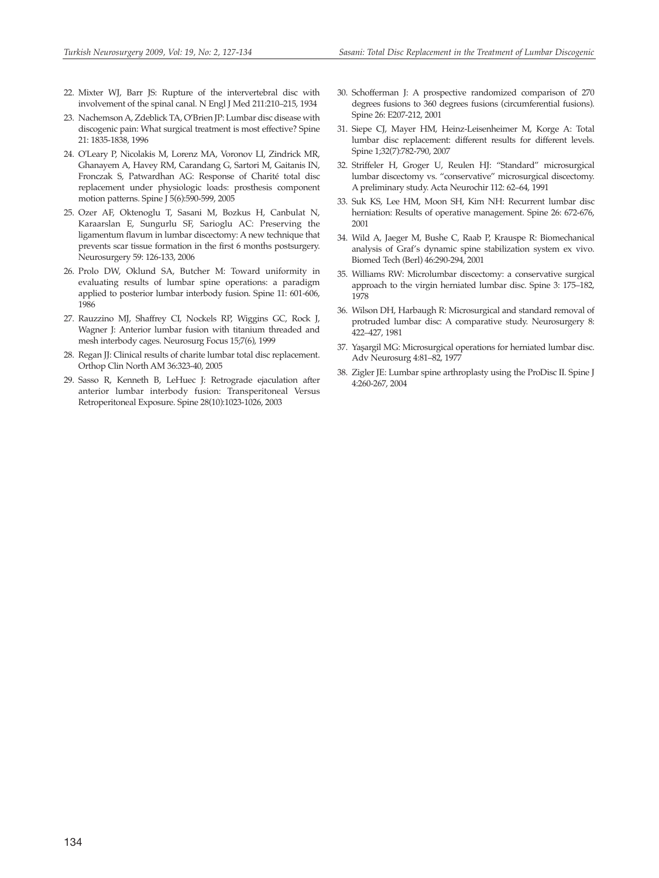22. Mixter WJ, Barr JS: Rupture of the intervertebral disc with involvement of the spinal canal. N Engl J Med 211:210–215, 1934
23. Nachemson A, Zdeblick TA, O'Brien JP: Lumbar disc disease with discogenic pain: What surgical treatment is most effective? Spine 21: 1835-1838, 1996
24. O'Leary P, Nicolakis M, Lorenz MA, Voronov LI, Zindrick MR, Ghanayem A, Havey RM, Carandang G, Sartori M, Gaitanis IN, Fronczak S, Patwardhan AG: Response of Charité total disc replacement under physiologic loads: prosthesis component motion patterns. Spine J 5(6):590-599, 2005
25. Ozer AF, Oktenoglu T, Sasani M, Bozkus H, Canbulat N, Karaarslan E, Sungurlu SF, Sarioglu AC: Preserving the ligamentum flavum in lumbar discectomy: A new technique that prevents scar tissue formation in the first 6 months postsurgery. Neurosurgery 59: 126-133, 2006
26. Prolo DW, Oklund SA, Butcher M: Toward uniformity in evaluating results of lumbar spine operations: a paradigm applied to posterior lumbar interbody fusion. Spine 11: 601-606, 1986
27. Rauzzino MJ, Shaffrey CI, Nockels RP, Wiggins GC, Rock J, Wagner J: Anterior lumbar fusion with titanium threaded and mesh interbody cages. Neurosurg Focus 15;7(6), 1999
28. Regan JJ: Clinical results of charite lumbar total disc replacement. Orthop Clin North AM 36:323-40, 2005
29. Sasso R, Kenneth B, LeHuec J: Retrograde ejaculation after anterior lumbar interbody fusion: Transperitoneal Versus Retroperitoneal Exposure. Spine 28(10):1023-1026, 2003
30. Schofferman J: A prospective randomized comparison of 270 degrees fusions to 360 degrees fusions (circumferential fusions). Spine 26: E207-212, 2001
31. Siepe CJ, Mayer HM, Heinz-Leisenheimer M, Korge A: Total lumbar disc replacement: different results for different levels. Spine 1;32(7):782-790, 2007
32. Striffeler H, Groger U, Reulen HJ: "Standard" microsurgical lumbar discectomy vs. "conservative" microsurgical discectomy. A preliminary study. Acta Neurochir 112: 62–64, 1991
33. Suk KS, Lee HM, Moon SH, Kim NH: Recurrent lumbar disc herniation: Results of operative management. Spine 26: 672-676, 2001
34. Wild A, Jaeger M, Bushe C, Raab P, Krauspe R: Biomechanical analysis of Graf's dynamic spine stabilization system ex vivo. Biomed Tech (Berl) 46:290-294, 2001
35. Williams RW: Microlumbar discectomy: a conservative surgical approach to the virgin herniated lumbar disc. Spine 3: 175–182, 1978
36. Wilson DH, Harbaugh R: Microsurgical and standard removal of protruded lumbar disc: A comparative study. Neurosurgery 8: 422–427, 1981
37. Yaşargil MG: Microsurgical operations for herniated lumbar disc. Adv Neurosurg 4:81–82, 1977
38. Zigler JE: Lumbar spine arthroplasty using the ProDisc II. Spine J 4:260-267, 2004